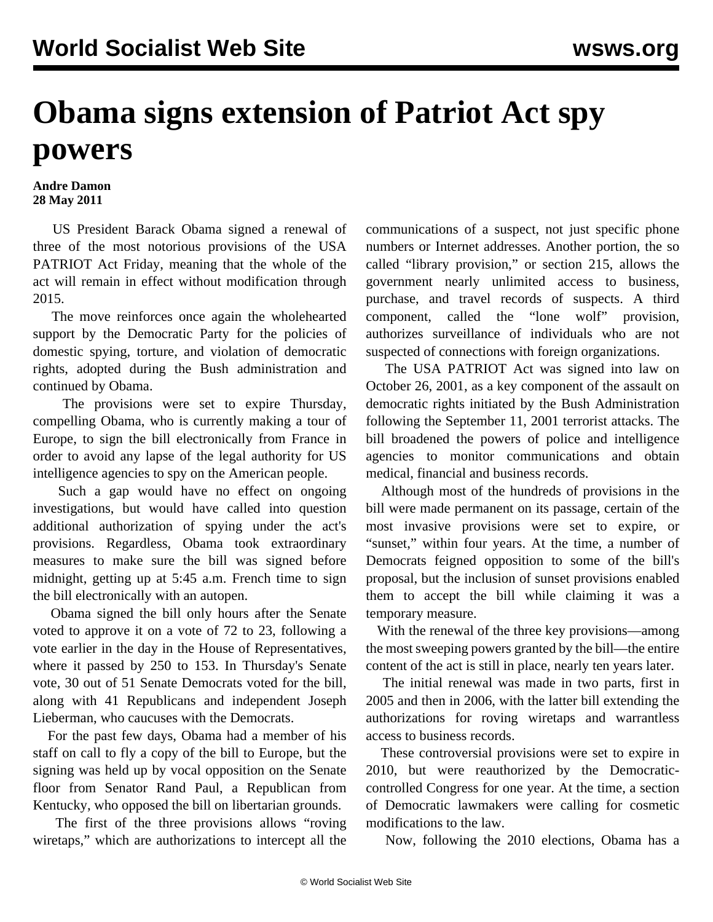# Obama signs extension of Patriot Act spy powers

**Andre Damon**
**28 May 2011**

US President Barack Obama signed a renewal of three of the most notorious provisions of the USA PATRIOT Act Friday, meaning that the whole of the act will remain in effect without modification through 2015.

The move reinforces once again the wholehearted support by the Democratic Party for the policies of domestic spying, torture, and violation of democratic rights, adopted during the Bush administration and continued by Obama.

The provisions were set to expire Thursday, compelling Obama, who is currently making a tour of Europe, to sign the bill electronically from France in order to avoid any lapse of the legal authority for US intelligence agencies to spy on the American people.

Such a gap would have no effect on ongoing investigations, but would have called into question additional authorization of spying under the act's provisions. Regardless, Obama took extraordinary measures to make sure the bill was signed before midnight, getting up at 5:45 a.m. French time to sign the bill electronically with an autopen.

Obama signed the bill only hours after the Senate voted to approve it on a vote of 72 to 23, following a vote earlier in the day in the House of Representatives, where it passed by 250 to 153. In Thursday's Senate vote, 30 out of 51 Senate Democrats voted for the bill, along with 41 Republicans and independent Joseph Lieberman, who caucuses with the Democrats.

For the past few days, Obama had a member of his staff on call to fly a copy of the bill to Europe, but the signing was held up by vocal opposition on the Senate floor from Senator Rand Paul, a Republican from Kentucky, who opposed the bill on libertarian grounds.

The first of the three provisions allows "roving wiretaps," which are authorizations to intercept all the communications of a suspect, not just specific phone numbers or Internet addresses. Another portion, the so called "library provision," or section 215, allows the government nearly unlimited access to business, purchase, and travel records of suspects. A third component, called the "lone wolf" provision, authorizes surveillance of individuals who are not suspected of connections with foreign organizations.

The USA PATRIOT Act was signed into law on October 26, 2001, as a key component of the assault on democratic rights initiated by the Bush Administration following the September 11, 2001 terrorist attacks. The bill broadened the powers of police and intelligence agencies to monitor communications and obtain medical, financial and business records.

Although most of the hundreds of provisions in the bill were made permanent on its passage, certain of the most invasive provisions were set to expire, or "sunset," within four years. At the time, a number of Democrats feigned opposition to some of the bill's proposal, but the inclusion of sunset provisions enabled them to accept the bill while claiming it was a temporary measure.

With the renewal of the three key provisions—among the most sweeping powers granted by the bill—the entire content of the act is still in place, nearly ten years later.

The initial renewal was made in two parts, first in 2005 and then in 2006, with the latter bill extending the authorizations for roving wiretaps and warrantless access to business records.

These controversial provisions were set to expire in 2010, but were reauthorized by the Democratic-controlled Congress for one year. At the time, a section of Democratic lawmakers were calling for cosmetic modifications to the law.

Now, following the 2010 elections, Obama has a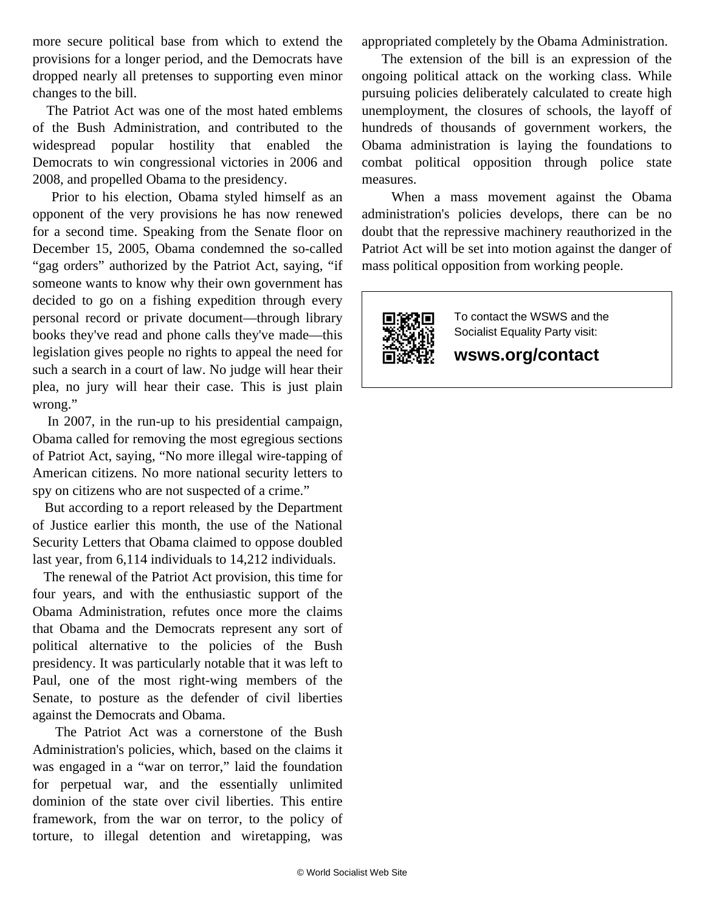more secure political base from which to extend the provisions for a longer period, and the Democrats have dropped nearly all pretenses to supporting even minor changes to the bill.

The Patriot Act was one of the most hated emblems of the Bush Administration, and contributed to the widespread popular hostility that enabled the Democrats to win congressional victories in 2006 and 2008, and propelled Obama to the presidency.

Prior to his election, Obama styled himself as an opponent of the very provisions he has now renewed for a second time. Speaking from the Senate floor on December 15, 2005, Obama condemned the so-called "gag orders" authorized by the Patriot Act, saying, "if someone wants to know why their own government has decided to go on a fishing expedition through every personal record or private document—through library books they've read and phone calls they've made—this legislation gives people no rights to appeal the need for such a search in a court of law. No judge will hear their plea, no jury will hear their case. This is just plain wrong."

In 2007, in the run-up to his presidential campaign, Obama called for removing the most egregious sections of Patriot Act, saying, "No more illegal wire-tapping of American citizens. No more national security letters to spy on citizens who are not suspected of a crime."

But according to a report released by the Department of Justice earlier this month, the use of the National Security Letters that Obama claimed to oppose doubled last year, from 6,114 individuals to 14,212 individuals.

The renewal of the Patriot Act provision, this time for four years, and with the enthusiastic support of the Obama Administration, refutes once more the claims that Obama and the Democrats represent any sort of political alternative to the policies of the Bush presidency. It was particularly notable that it was left to Paul, one of the most right-wing members of the Senate, to posture as the defender of civil liberties against the Democrats and Obama.

The Patriot Act was a cornerstone of the Bush Administration's policies, which, based on the claims it was engaged in a "war on terror," laid the foundation for perpetual war, and the essentially unlimited dominion of the state over civil liberties. This entire framework, from the war on terror, to the policy of torture, to illegal detention and wiretapping, was appropriated completely by the Obama Administration.

The extension of the bill is an expression of the ongoing political attack on the working class. While pursuing policies deliberately calculated to create high unemployment, the closures of schools, the layoff of hundreds of thousands of government workers, the Obama administration is laying the foundations to combat political opposition through police state measures.

When a mass movement against the Obama administration's policies develops, there can be no doubt that the repressive machinery reauthorized in the Patriot Act will be set into motion against the danger of mass political opposition from working people.

To contact the WSWS and the Socialist Equality Party visit:

**wsws.org/contact**